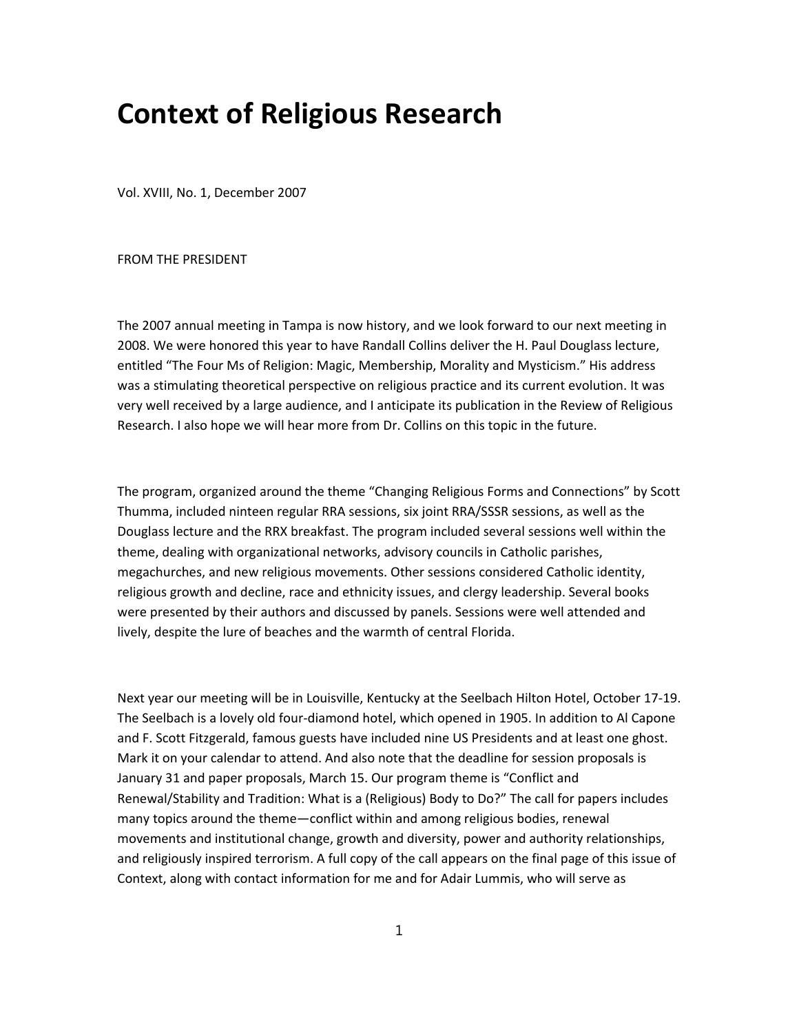# Context of Religious Research

Vol. XVIII, No. 1, December 2007

FROM THE PRESIDENT

The 2007 annual meeting in Tampa is now history, and we look forward to our next meeting in 2008. We were honored this year to have Randall Collins deliver the H. Paul Douglass lecture, entitled "The Four Ms of Religion: Magic, Membership, Morality and Mysticism." His address was a stimulating theoretical perspective on religious practice and its current evolution. It was very well received by a large audience, and I anticipate its publication in the Review of Religious Research. I also hope we will hear more from Dr. Collins on this topic in the future.

The program, organized around the theme "Changing Religious Forms and Connections" by Scott Thumma, included ninteen regular RRA sessions, six joint RRA/SSSR sessions, as well as the Douglass lecture and the RRX breakfast. The program included several sessions well within the theme, dealing with organizational networks, advisory councils in Catholic parishes, megachurches, and new religious movements. Other sessions considered Catholic identity, religious growth and decline, race and ethnicity issues, and clergy leadership. Several books were presented by their authors and discussed by panels. Sessions were well attended and lively, despite the lure of beaches and the warmth of central Florida.

Next year our meeting will be in Louisville, Kentucky at the Seelbach Hilton Hotel, October 17-19. The Seelbach is a lovely old four-diamond hotel, which opened in 1905. In addition to Al Capone and F. Scott Fitzgerald, famous guests have included nine US Presidents and at least one ghost. Mark it on your calendar to attend. And also note that the deadline for session proposals is January 31 and paper proposals, March 15. Our program theme is "Conflict and Renewal/Stability and Tradition: What is a (Religious) Body to Do?" The call for papers includes many topics around the theme—conflict within and among religious bodies, renewal movements and institutional change, growth and diversity, power and authority relationships, and religiously inspired terrorism. A full copy of the call appears on the final page of this issue of Context, along with contact information for me and for Adair Lummis, who will serve as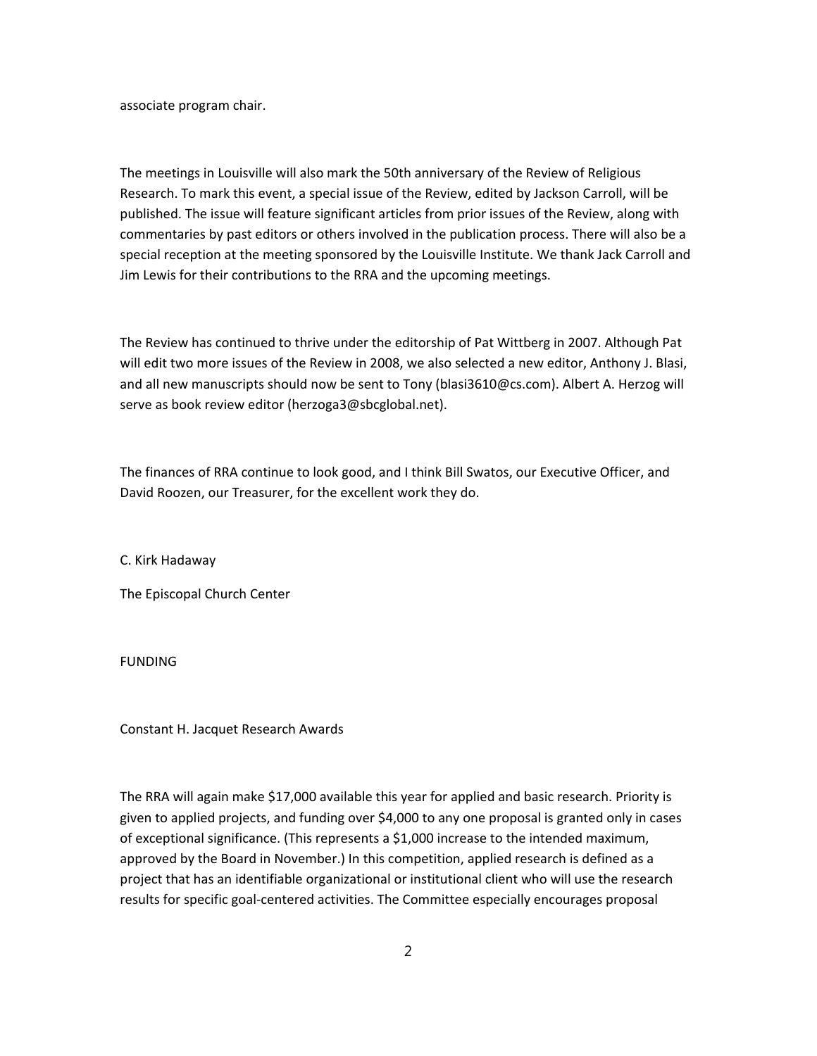associate program chair.

The meetings in Louisville will also mark the 50th anniversary of the Review of Religious Research. To mark this event, a special issue of the Review, edited by Jackson Carroll, will be published. The issue will feature significant articles from prior issues of the Review, along with commentaries by past editors or others involved in the publication process. There will also be a special reception at the meeting sponsored by the Louisville Institute. We thank Jack Carroll and Jim Lewis for their contributions to the RRA and the upcoming meetings.

The Review has continued to thrive under the editorship of Pat Wittberg in 2007. Although Pat will edit two more issues of the Review in 2008, we also selected a new editor, Anthony J. Blasi, and all new manuscripts should now be sent to Tony (blasi3610@cs.com). Albert A. Herzog will serve as book review editor (herzoga3@sbcglobal.net).

The finances of RRA continue to look good, and I think Bill Swatos, our Executive Officer, and David Roozen, our Treasurer, for the excellent work they do.

C. Kirk Hadaway

The Episcopal Church Center

## FUNDING

### Constant H. Jacquet Research Awards

The RRA will again make $17,000 available this year for applied and basic research. Priority is given to applied projects, and funding over $4,000 to any one proposal is granted only in cases of exceptional significance. (This represents a $1,000 increase to the intended maximum, approved by the Board in November.) In this competition, applied research is defined as a project that has an identifiable organizational or institutional client who will use the research results for specific goal-centered activities. The Committee especially encourages proposal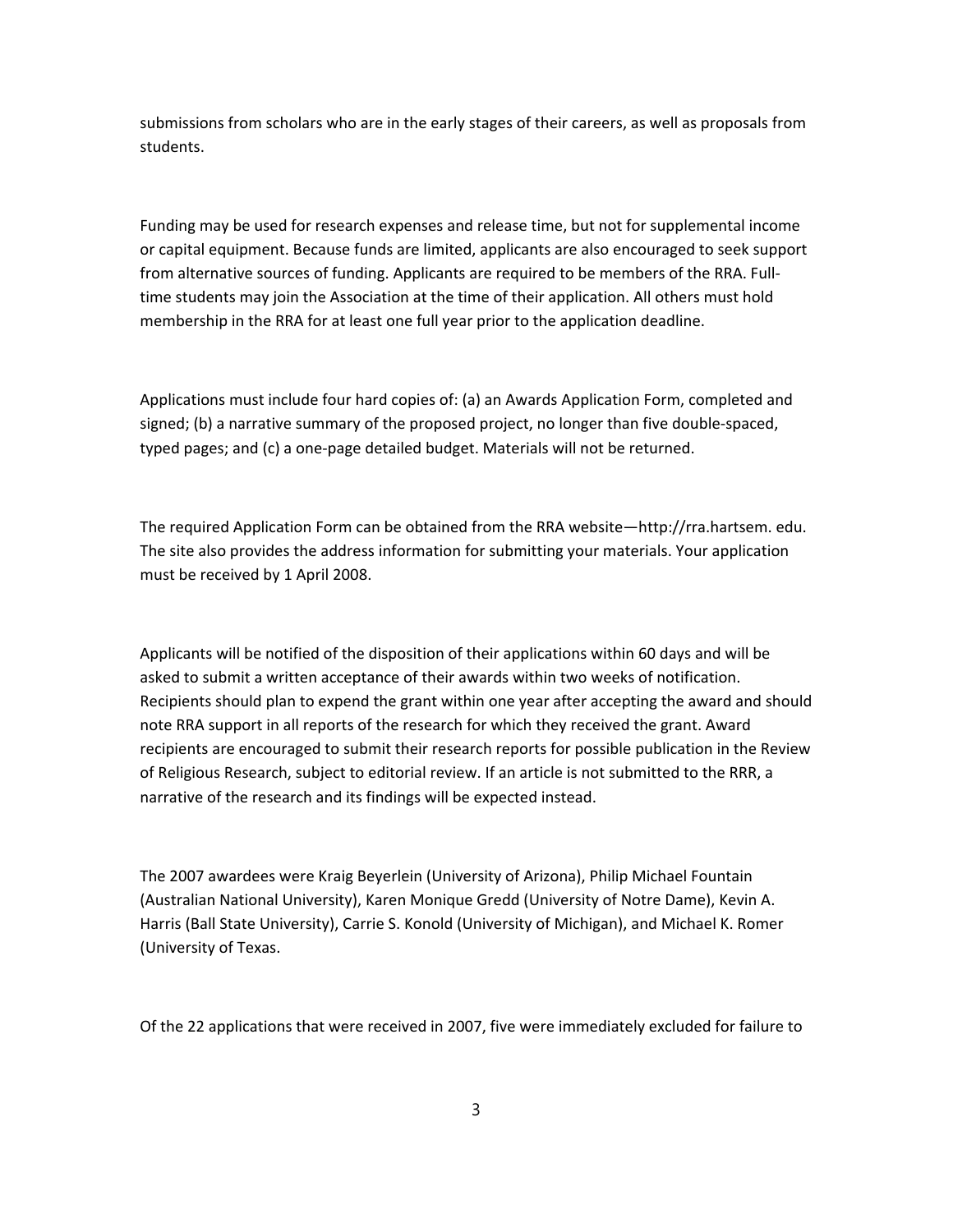submissions from scholars who are in the early stages of their careers, as well as proposals from students.

Funding may be used for research expenses and release time, but not for supplemental income or capital equipment. Because funds are limited, applicants are also encouraged to seek support from alternative sources of funding. Applicants are required to be members of the RRA. Full-time students may join the Association at the time of their application. All others must hold membership in the RRA for at least one full year prior to the application deadline.

Applications must include four hard copies of: (a) an Awards Application Form, completed and signed; (b) a narrative summary of the proposed project, no longer than five double-spaced, typed pages; and (c) a one-page detailed budget. Materials will not be returned.

The required Application Form can be obtained from the RRA website—http://rra.hartsem. edu. The site also provides the address information for submitting your materials. Your application must be received by 1 April 2008.

Applicants will be notified of the disposition of their applications within 60 days and will be asked to submit a written acceptance of their awards within two weeks of notification. Recipients should plan to expend the grant within one year after accepting the award and should note RRA support in all reports of the research for which they received the grant. Award recipients are encouraged to submit their research reports for possible publication in the Review of Religious Research, subject to editorial review. If an article is not submitted to the RRR, a narrative of the research and its findings will be expected instead.

The 2007 awardees were Kraig Beyerlein (University of Arizona), Philip Michael Fountain (Australian National University), Karen Monique Gredd (University of Notre Dame), Kevin A. Harris (Ball State University), Carrie S. Konold (University of Michigan), and Michael K. Romer (University of Texas.

Of the 22 applications that were received in 2007, five were immediately excluded for failure to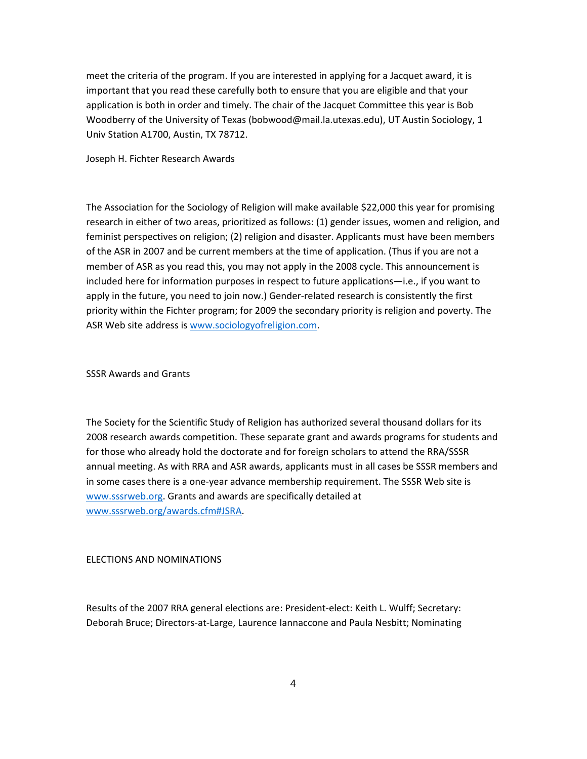meet the criteria of the program. If you are interested in applying for a Jacquet award, it is important that you read these carefully both to ensure that you are eligible and that your application is both in order and timely. The chair of the Jacquet Committee this year is Bob Woodberry of the University of Texas (bobwood@mail.la.utexas.edu), UT Austin Sociology, 1 Univ Station A1700, Austin, TX 78712.

## Joseph H. Fichter Research Awards

The Association for the Sociology of Religion will make available $22,000 this year for promising research in either of two areas, prioritized as follows: (1) gender issues, women and religion, and feminist perspectives on religion; (2) religion and disaster. Applicants must have been members of the ASR in 2007 and be current members at the time of application. (Thus if you are not a member of ASR as you read this, you may not apply in the 2008 cycle. This announcement is included here for information purposes in respect to future applications—i.e., if you want to apply in the future, you need to join now.) Gender-related research is consistently the first priority within the Fichter program; for 2009 the secondary priority is religion and poverty. The ASR Web site address is [www.sociologyofreligion.com](http://www.sociologyofreligion.com).

## SSSR Awards and Grants

The Society for the Scientific Study of Religion has authorized several thousand dollars for its 2008 research awards competition. These separate grant and awards programs for students and for those who already hold the doctorate and for foreign scholars to attend the RRA/SSSR annual meeting. As with RRA and ASR awards, applicants must in all cases be SSSR members and in some cases there is a one-year advance membership requirement. The SSSR Web site is [www.sssrweb.org](http://www.sssrweb.org). Grants and awards are specifically detailed at [www.sssrweb.org/awards.cfm#JSRA](http://www.sssrweb.org/awards.cfm#JSRA).

## ELECTIONS AND NOMINATIONS

Results of the 2007 RRA general elections are: President-elect: Keith L. Wulff; Secretary: Deborah Bruce; Directors-at-Large, Laurence Iannaccone and Paula Nesbitt; Nominating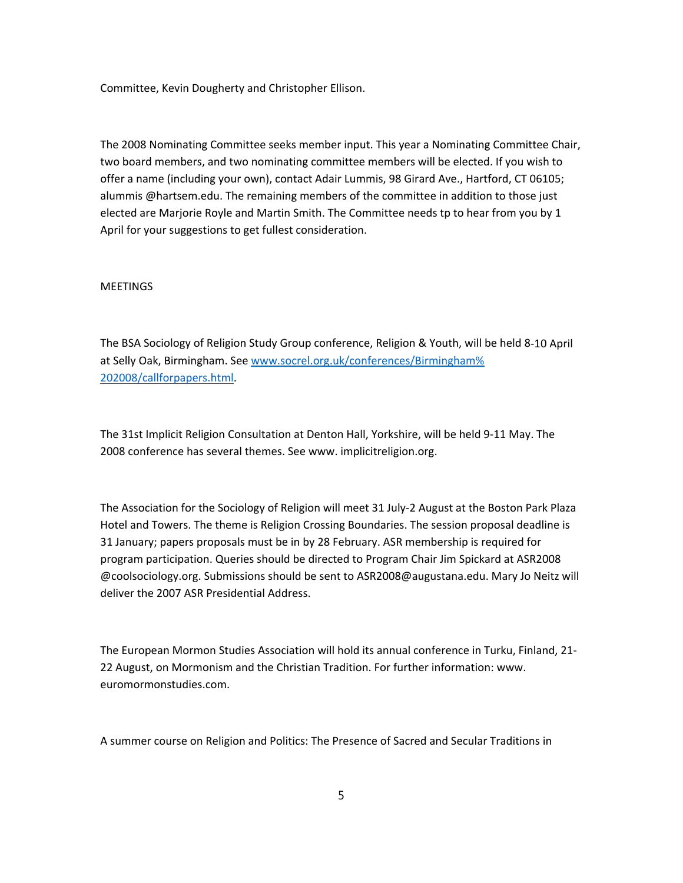Committee, Kevin Dougherty and Christopher Ellison.

The 2008 Nominating Committee seeks member input. This year a Nominating Committee Chair, two board members, and two nominating committee members will be elected. If you wish to offer a name (including your own), contact Adair Lummis, 98 Girard Ave., Hartford, CT 06105; alummis @hartsem.edu. The remaining members of the committee in addition to those just elected are Marjorie Royle and Martin Smith. The Committee needs tp to hear from you by 1 April for your suggestions to get fullest consideration.

MEETINGS

The BSA Sociology of Religion Study Group conference, Religion & Youth, will be held 8-10 April at Selly Oak, Birmingham. See [www.socrel.org.uk/conferences/Birmingham%202008/callforpapers.html](www.socrel.org.uk/conferences/Birmingham%202008/callforpapers.html).

The 31st Implicit Religion Consultation at Denton Hall, Yorkshire, will be held 9-11 May. The 2008 conference has several themes. See www. implicitreligion.org.

The Association for the Sociology of Religion will meet 31 July-2 August at the Boston Park Plaza Hotel and Towers. The theme is Religion Crossing Boundaries. The session proposal deadline is 31 January; papers proposals must be in by 28 February. ASR membership is required for program participation. Queries should be directed to Program Chair Jim Spickard at ASR2008 @coolsociology.org. Submissions should be sent to ASR2008@augustana.edu. Mary Jo Neitz will deliver the 2007 ASR Presidential Address.

The European Mormon Studies Association will hold its annual conference in Turku, Finland, 21-22 August, on Mormonism and the Christian Tradition. For further information: www. euromormonstudies.com.

A summer course on Religion and Politics: The Presence of Sacred and Secular Traditions in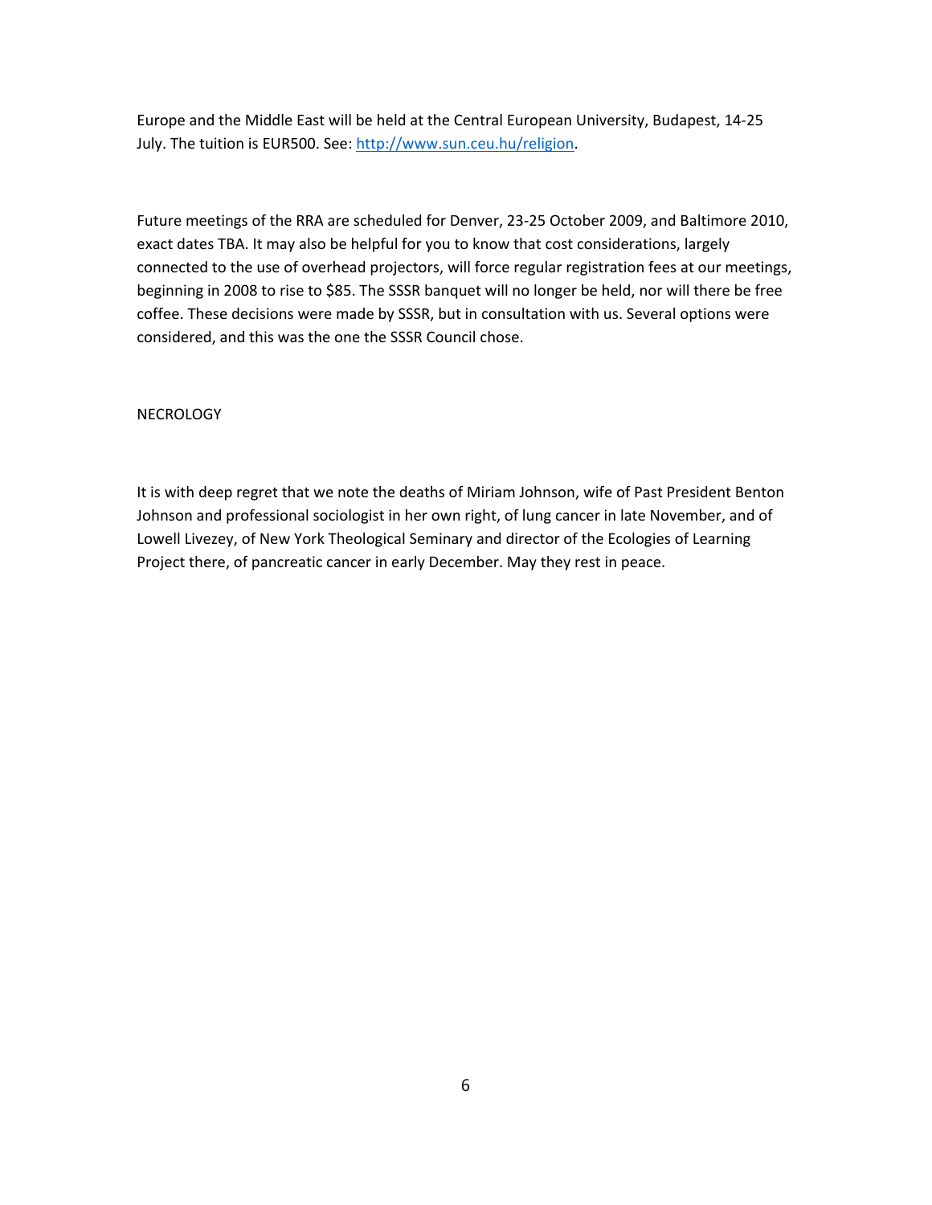Europe and the Middle East will be held at the Central European University, Budapest, 14-25 July. The tuition is EUR500. See: http://www.sun.ceu.hu/religion.

Future meetings of the RRA are scheduled for Denver, 23-25 October 2009, and Baltimore 2010, exact dates TBA. It may also be helpful for you to know that cost considerations, largely connected to the use of overhead projectors, will force regular registration fees at our meetings, beginning in 2008 to rise to $85. The SSSR banquet will no longer be held, nor will there be free coffee. These decisions were made by SSSR, but in consultation with us. Several options were considered, and this was the one the SSSR Council chose.

NECROLOGY

It is with deep regret that we note the deaths of Miriam Johnson, wife of Past President Benton Johnson and professional sociologist in her own right, of lung cancer in late November, and of Lowell Livezey, of New York Theological Seminary and director of the Ecologies of Learning Project there, of pancreatic cancer in early December. May they rest in peace.